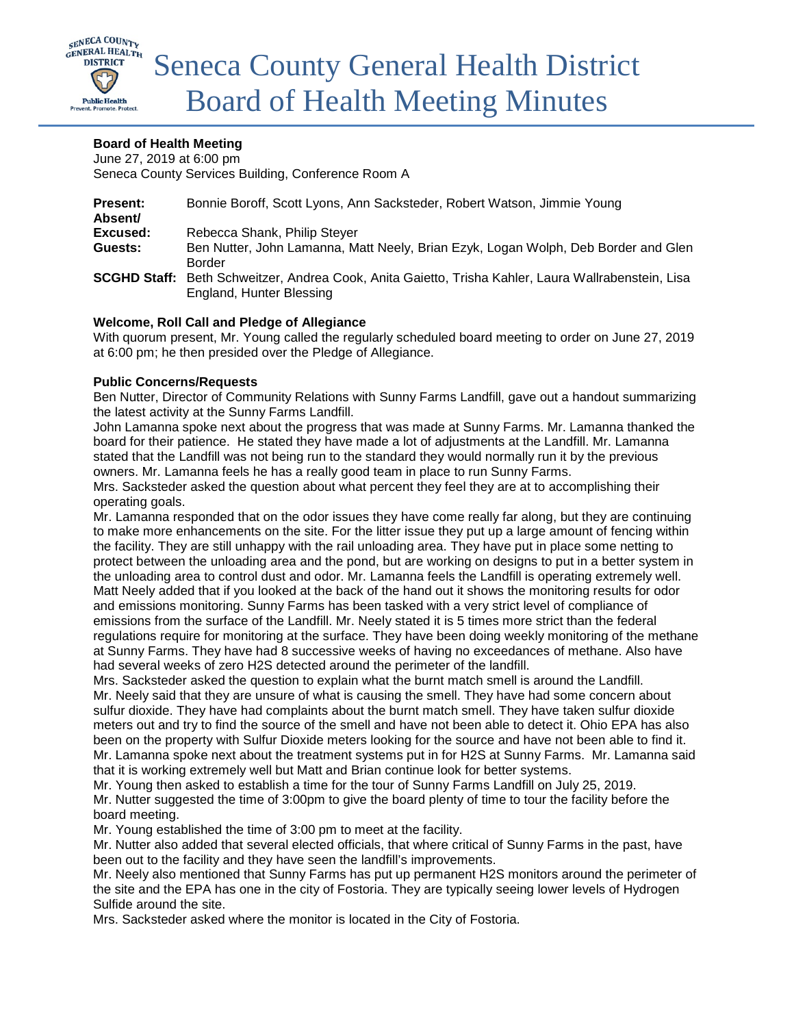# Seneca County General Health District Board of Health Meeting Minutes

**Board of Health Meeting**
June 27, 2019 at 6:00 pm
Seneca County Services Building, Conference Room A

| | |
|---|---|
| **Present:** | Bonnie Boroff, Scott Lyons, Ann Sacksteder, Robert Watson, Jimmie Young |
| **Absent/ Excused:** | Rebecca Shank, Philip Steyer |
| **Guests:** | Ben Nutter, John Lamanna, Matt Neely, Brian Ezyk, Logan Wolph, Deb Border and Glen Border |
| **SCGHD Staff:** | Beth Schweitzer, Andrea Cook, Anita Gaietto, Trisha Kahler, Laura Wallrabenstein, Lisa England, Hunter Blessing |

**Welcome, Roll Call and Pledge of Allegiance**

With quorum present, Mr. Young called the regularly scheduled board meeting to order on June 27, 2019 at 6:00 pm; he then presided over the Pledge of Allegiance.

**Public Concerns/Requests**

Ben Nutter, Director of Community Relations with Sunny Farms Landfill, gave out a handout summarizing the latest activity at the Sunny Farms Landfill.

John Lamanna spoke next about the progress that was made at Sunny Farms. Mr. Lamanna thanked the board for their patience. He stated they have made a lot of adjustments at the Landfill. Mr. Lamanna stated that the Landfill was not being run to the standard they would normally run it by the previous owners. Mr. Lamanna feels he has a really good team in place to run Sunny Farms.

Mrs. Sacksteder asked the question about what percent they feel they are at to accomplishing their operating goals.

Mr. Lamanna responded that on the odor issues they have come really far along, but they are continuing to make more enhancements on the site. For the litter issue they put up a large amount of fencing within the facility. They are still unhappy with the rail unloading area. They have put in place some netting to protect between the unloading area and the pond, but are working on designs to put in a better system in the unloading area to control dust and odor. Mr. Lamanna feels the Landfill is operating extremely well.

Matt Neely added that if you looked at the back of the hand out it shows the monitoring results for odor and emissions monitoring. Sunny Farms has been tasked with a very strict level of compliance of emissions from the surface of the Landfill. Mr. Neely stated it is 5 times more strict than the federal regulations require for monitoring at the surface. They have been doing weekly monitoring of the methane at Sunny Farms. They have had 8 successive weeks of having no exceedances of methane. Also have had several weeks of zero H2S detected around the perimeter of the landfill.

Mrs. Sacksteder asked the question to explain what the burnt match smell is around the Landfill.

Mr. Neely said that they are unsure of what is causing the smell. They have had some concern about sulfur dioxide. They have had complaints about the burnt match smell. They have taken sulfur dioxide meters out and try to find the source of the smell and have not been able to detect it. Ohio EPA has also been on the property with Sulfur Dioxide meters looking for the source and have not been able to find it.

Mr. Lamanna spoke next about the treatment systems put in for H2S at Sunny Farms. Mr. Lamanna said that it is working extremely well but Matt and Brian continue look for better systems.

Mr. Young then asked to establish a time for the tour of Sunny Farms Landfill on July 25, 2019.

Mr. Nutter suggested the time of 3:00pm to give the board plenty of time to tour the facility before the board meeting.

Mr. Young established the time of 3:00 pm to meet at the facility.

Mr. Nutter also added that several elected officials, that where critical of Sunny Farms in the past, have been out to the facility and they have seen the landfill's improvements.

Mr. Neely also mentioned that Sunny Farms has put up permanent H2S monitors around the perimeter of the site and the EPA has one in the city of Fostoria. They are typically seeing lower levels of Hydrogen Sulfide around the site.

Mrs. Sacksteder asked where the monitor is located in the City of Fostoria.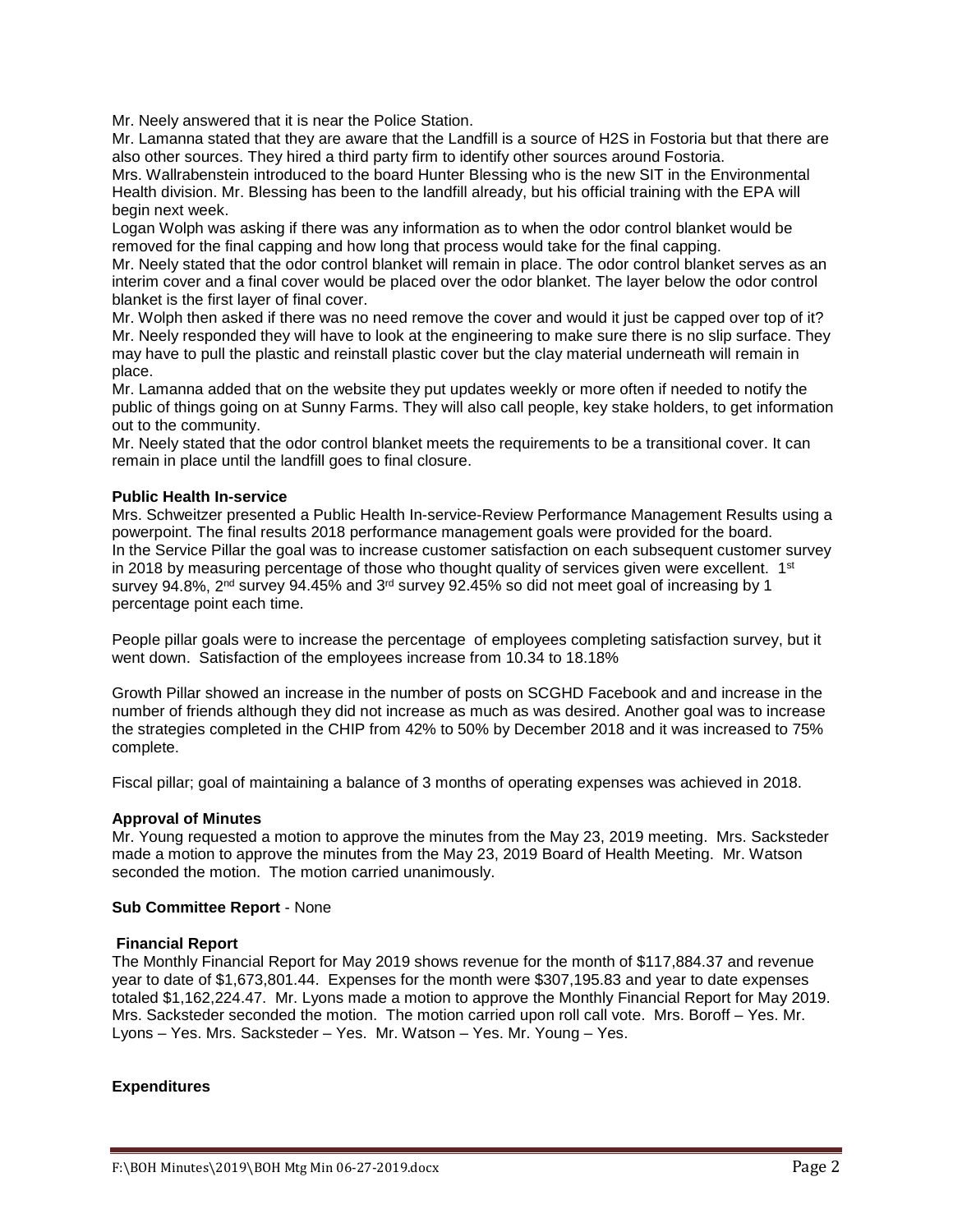Mr. Neely answered that it is near the Police Station.
Mr. Lamanna stated that they are aware that the Landfill is a source of $H_2S$ in Fostoria but that there are also other sources. They hired a third party firm to identify other sources around Fostoria.
Mrs. Wallrabenstein introduced to the board Hunter Blessing who is the new SIT in the Environmental Health division. Mr. Blessing has been to the landfill already, but his official training with the EPA will begin next week.
Logan Wolph was asking if there was any information as to when the odor control blanket would be removed for the final capping and how long that process would take for the final capping.
Mr. Neely stated that the odor control blanket will remain in place. The odor control blanket serves as an interim cover and a final cover would be placed over the odor blanket. The layer below the odor control blanket is the first layer of final cover.
Mr. Wolph then asked if there was no need remove the cover and would it just be capped over top of it?
Mr. Neely responded they will have to look at the engineering to make sure there is no slip surface. They may have to pull the plastic and reinstall plastic cover but the clay material underneath will remain in place.
Mr. Lamanna added that on the website they put updates weekly or more often if needed to notify the public of things going on at Sunny Farms. They will also call people, key stake holders, to get information out to the community.
Mr. Neely stated that the odor control blanket meets the requirements to be a transitional cover. It can remain in place until the landfill goes to final closure.

**Public Health In-service**

Mrs. Schweitzer presented a Public Health In-service-Review Performance Management Results using a powerpoint. The final results 2018 performance management goals were provided for the board.
In the Service Pillar the goal was to increase customer satisfaction on each subsequent customer survey in 2018 by measuring percentage of those who thought quality of services given were excellent. 1st survey 94.8%, 2nd survey 94.45% and 3rd survey 92.45% so did not meet goal of increasing by 1 percentage point each time.

People pillar goals were to increase the percentage of employees completing satisfaction survey, but it went down. Satisfaction of the employees increase from 10.34 to 18.18%

Growth Pillar showed an increase in the number of posts on SCGHD Facebook and and increase in the number of friends although they did not increase as much as was desired. Another goal was to increase the strategies completed in the CHIP from 42% to 50% by December 2018 and it was increased to 75% complete.

Fiscal pillar; goal of maintaining a balance of 3 months of operating expenses was achieved in 2018.

**Approval of Minutes**

Mr. Young requested a motion to approve the minutes from the May 23, 2019 meeting. Mrs. Sacksteder made a motion to approve the minutes from the May 23, 2019 Board of Health Meeting. Mr. Watson seconded the motion. The motion carried unanimously.

**Sub Committee Report** - None

**Financial Report**

The Monthly Financial Report for May 2019 shows revenue for the month of $117,884.37 and revenue year to date of $1,673,801.44. Expenses for the month were $307,195.83 and year to date expenses totaled $1,162,224.47. Mr. Lyons made a motion to approve the Monthly Financial Report for May 2019. Mrs. Sacksteder seconded the motion. The motion carried upon roll call vote. Mrs. Boroff – Yes. Mr. Lyons – Yes. Mrs. Sacksteder – Yes. Mr. Watson – Yes. Mr. Young – Yes.

**Expenditures**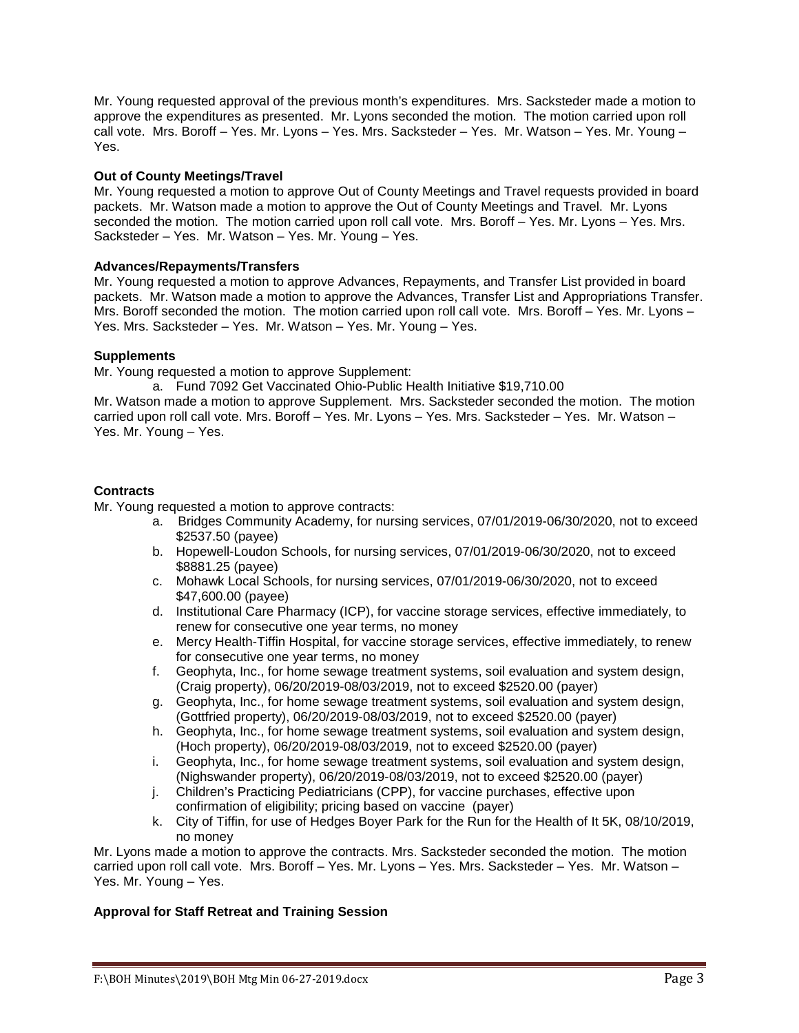Mr. Young requested approval of the previous month's expenditures. Mrs. Sacksteder made a motion to approve the expenditures as presented. Mr. Lyons seconded the motion. The motion carried upon roll call vote. Mrs. Boroff – Yes. Mr. Lyons – Yes. Mrs. Sacksteder – Yes. Mr. Watson – Yes. Mr. Young – Yes.

**Out of County Meetings/Travel**

Mr. Young requested a motion to approve Out of County Meetings and Travel requests provided in board packets. Mr. Watson made a motion to approve the Out of County Meetings and Travel. Mr. Lyons seconded the motion. The motion carried upon roll call vote. Mrs. Boroff – Yes. Mr. Lyons – Yes. Mrs. Sacksteder – Yes. Mr. Watson – Yes. Mr. Young – Yes.

**Advances/Repayments/Transfers**

Mr. Young requested a motion to approve Advances, Repayments, and Transfer List provided in board packets. Mr. Watson made a motion to approve the Advances, Transfer List and Appropriations Transfer. Mrs. Boroff seconded the motion. The motion carried upon roll call vote. Mrs. Boroff – Yes. Mr. Lyons – Yes. Mrs. Sacksteder – Yes. Mr. Watson – Yes. Mr. Young – Yes.

**Supplements**

Mr. Young requested a motion to approve Supplement:

a. Fund 7092 Get Vaccinated Ohio-Public Health Initiative $19,710.00

Mr. Watson made a motion to approve Supplement. Mrs. Sacksteder seconded the motion. The motion carried upon roll call vote. Mrs. Boroff – Yes. Mr. Lyons – Yes. Mrs. Sacksteder – Yes. Mr. Watson – Yes. Mr. Young – Yes.

**Contracts**

Mr. Young requested a motion to approve contracts:

a. Bridges Community Academy, for nursing services, 07/01/2019-06/30/2020, not to exceed $2537.50 (payee)
b. Hopewell-Loudon Schools, for nursing services, 07/01/2019-06/30/2020, not to exceed $8881.25 (payee)
c. Mohawk Local Schools, for nursing services, 07/01/2019-06/30/2020, not to exceed $47,600.00 (payee)
d. Institutional Care Pharmacy (ICP), for vaccine storage services, effective immediately, to renew for consecutive one year terms, no money
e. Mercy Health-Tiffin Hospital, for vaccine storage services, effective immediately, to renew for consecutive one year terms, no money
f. Geophyta, Inc., for home sewage treatment systems, soil evaluation and system design, (Craig property), 06/20/2019-08/03/2019, not to exceed $2520.00 (payer)
g. Geophyta, Inc., for home sewage treatment systems, soil evaluation and system design, (Gottfried property), 06/20/2019-08/03/2019, not to exceed $2520.00 (payer)
h. Geophyta, Inc., for home sewage treatment systems, soil evaluation and system design, (Hoch property), 06/20/2019-08/03/2019, not to exceed $2520.00 (payer)
i. Geophyta, Inc., for home sewage treatment systems, soil evaluation and system design, (Nighswander property), 06/20/2019-08/03/2019, not to exceed $2520.00 (payer)
j. Children's Practicing Pediatricians (CPP), for vaccine purchases, effective upon confirmation of eligibility; pricing based on vaccine (payer)
k. City of Tiffin, for use of Hedges Boyer Park for the Run for the Health of It 5K, 08/10/2019, no money

Mr. Lyons made a motion to approve the contracts. Mrs. Sacksteder seconded the motion. The motion carried upon roll call vote. Mrs. Boroff – Yes. Mr. Lyons – Yes. Mrs. Sacksteder – Yes. Mr. Watson – Yes. Mr. Young – Yes.

**Approval for Staff Retreat and Training Session**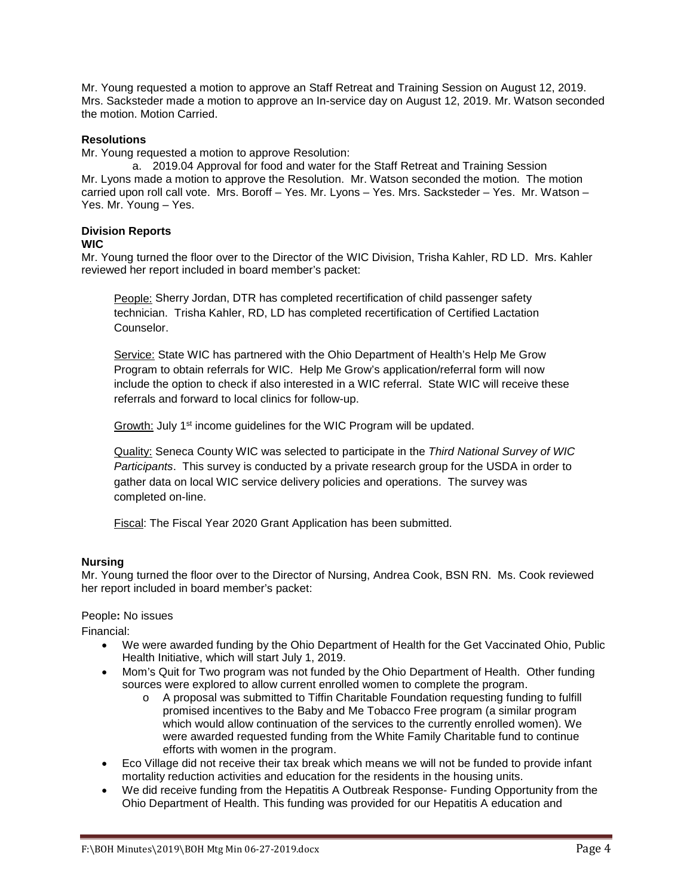Mr. Young requested a motion to approve an Staff Retreat and Training Session on August 12, 2019. Mrs. Sacksteder made a motion to approve an In-service day on August 12, 2019. Mr. Watson seconded the motion. Motion Carried.

**Resolutions**

Mr. Young requested a motion to approve Resolution:

a. 2019.04 Approval for food and water for the Staff Retreat and Training Session

Mr. Lyons made a motion to approve the Resolution. Mr. Watson seconded the motion. The motion carried upon roll call vote. Mrs. Boroff – Yes. Mr. Lyons – Yes. Mrs. Sacksteder – Yes. Mr. Watson – Yes. Mr. Young – Yes.

**Division Reports**

**WIC**

Mr. Young turned the floor over to the Director of the WIC Division, Trisha Kahler, RD LD. Mrs. Kahler reviewed her report included in board member's packet:

People: Sherry Jordan, DTR has completed recertification of child passenger safety technician. Trisha Kahler, RD, LD has completed recertification of Certified Lactation Counselor.

Service: State WIC has partnered with the Ohio Department of Health's Help Me Grow Program to obtain referrals for WIC. Help Me Grow's application/referral form will now include the option to check if also interested in a WIC referral. State WIC will receive these referrals and forward to local clinics for follow-up.

Growth: July 1st income guidelines for the WIC Program will be updated.

Quality: Seneca County WIC was selected to participate in the *Third National Survey of WIC Participants*. This survey is conducted by a private research group for the USDA in order to gather data on local WIC service delivery policies and operations. The survey was completed on-line.

Fiscal: The Fiscal Year 2020 Grant Application has been submitted.

**Nursing**

Mr. Young turned the floor over to the Director of Nursing, Andrea Cook, BSN RN. Ms. Cook reviewed her report included in board member's packet:

People**:** No issues

Financial:

- We were awarded funding by the Ohio Department of Health for the Get Vaccinated Ohio, Public Health Initiative, which will start July 1, 2019.
- Mom's Quit for Two program was not funded by the Ohio Department of Health. Other funding sources were explored to allow current enrolled women to complete the program.
    - A proposal was submitted to Tiffin Charitable Foundation requesting funding to fulfill promised incentives to the Baby and Me Tobacco Free program (a similar program which would allow continuation of the services to the currently enrolled women). We were awarded requested funding from the White Family Charitable fund to continue efforts with women in the program.
- Eco Village did not receive their tax break which means we will not be funded to provide infant mortality reduction activities and education for the residents in the housing units.
- We did receive funding from the Hepatitis A Outbreak Response- Funding Opportunity from the Ohio Department of Health. This funding was provided for our Hepatitis A education and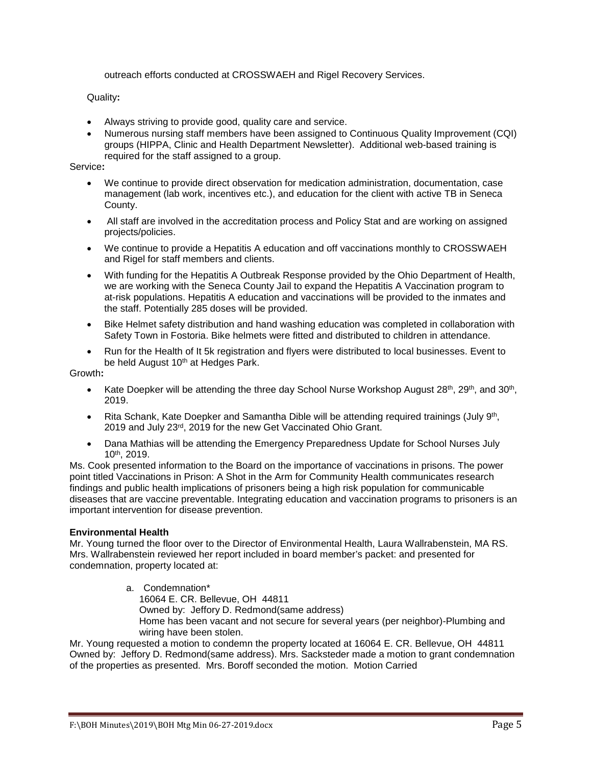outreach efforts conducted at CROSSWAEH and Rigel Recovery Services.

Quality**:**

- Always striving to provide good, quality care and service.
- Numerous nursing staff members have been assigned to Continuous Quality Improvement (CQI) groups (HIPPA, Clinic and Health Department Newsletter). Additional web-based training is required for the staff assigned to a group.

Service**:**

- We continue to provide direct observation for medication administration, documentation, case management (lab work, incentives etc.), and education for the client with active TB in Seneca County.
- All staff are involved in the accreditation process and Policy Stat and are working on assigned projects/policies.
- We continue to provide a Hepatitis A education and off vaccinations monthly to CROSSWAEH and Rigel for staff members and clients.
- With funding for the Hepatitis A Outbreak Response provided by the Ohio Department of Health, we are working with the Seneca County Jail to expand the Hepatitis A Vaccination program to at-risk populations. Hepatitis A education and vaccinations will be provided to the inmates and the staff. Potentially 285 doses will be provided.
- Bike Helmet safety distribution and hand washing education was completed in collaboration with Safety Town in Fostoria. Bike helmets were fitted and distributed to children in attendance.
- Run for the Health of It 5k registration and flyers were distributed to local businesses. Event to be held August 10th at Hedges Park.

Growth**:**

- Kate Doepker will be attending the three day School Nurse Workshop August 28th, 29th, and 30th, 2019.
- Rita Schank, Kate Doepker and Samantha Dible will be attending required trainings (July 9th, 2019 and July 23rd, 2019 for the new Get Vaccinated Ohio Grant.
- Dana Mathias will be attending the Emergency Preparedness Update for School Nurses July 10th, 2019.

Ms. Cook presented information to the Board on the importance of vaccinations in prisons. The power point titled Vaccinations in Prison: A Shot in the Arm for Community Health communicates research findings and public health implications of prisoners being a high risk population for communicable diseases that are vaccine preventable. Integrating education and vaccination programs to prisoners is an important intervention for disease prevention.

**Environmental Health**

Mr. Young turned the floor over to the Director of Environmental Health, Laura Wallrabenstein, MA RS. Mrs. Wallrabenstein reviewed her report included in board member's packet: and presented for condemnation, property located at:

a. Condemnation*
   16064 E. CR. Bellevue, OH 44811
   Owned by: Jeffory D. Redmond(same address)
   Home has been vacant and not secure for several years (per neighbor)-Plumbing and wiring have been stolen.

Mr. Young requested a motion to condemn the property located at 16064 E. CR. Bellevue, OH 44811 Owned by: Jeffory D. Redmond(same address). Mrs. Sacksteder made a motion to grant condemnation of the properties as presented. Mrs. Boroff seconded the motion. Motion Carried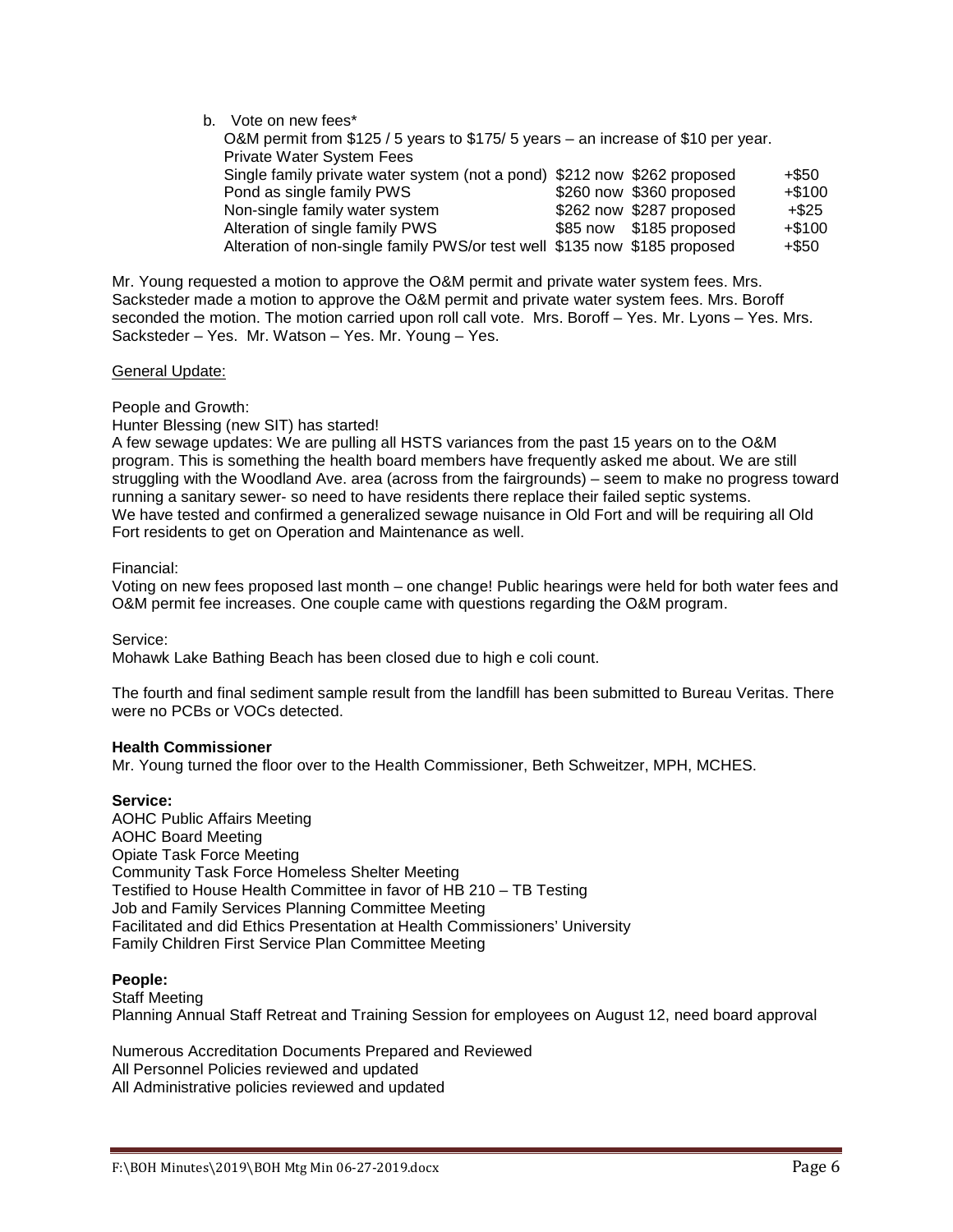b. Vote on new fees*

O&M permit from $125 / 5 years to $175/ 5 years – an increase of $10 per year.

Private Water System Fees

| | | | |
|---|---|---|---|
| Single family private water system (not a pond) | $212 now | $262 proposed | +$50 |
| Pond as single family PWS | $260 now | $360 proposed | +$100 |
| Non-single family water system | $262 now | $287 proposed | +$25 |
| Alteration of single family PWS | $85 now | $185 proposed | +$100 |
| Alteration of non-single family PWS/or test well | $135 now | $185 proposed | +$50 |

Mr. Young requested a motion to approve the O&M permit and private water system fees. Mrs. Sacksteder made a motion to approve the O&M permit and private water system fees. Mrs. Boroff seconded the motion. The motion carried upon roll call vote. Mrs. Boroff – Yes. Mr. Lyons – Yes. Mrs. Sacksteder – Yes. Mr. Watson – Yes. Mr. Young – Yes.

General Update:

People and Growth:

Hunter Blessing (new SIT) has started!

A few sewage updates: We are pulling all HSTS variances from the past 15 years on to the O&M program. This is something the health board members have frequently asked me about. We are still struggling with the Woodland Ave. area (across from the fairgrounds) – seem to make no progress toward running a sanitary sewer- so need to have residents there replace their failed septic systems.

We have tested and confirmed a generalized sewage nuisance in Old Fort and will be requiring all Old Fort residents to get on Operation and Maintenance as well.

Financial:

Voting on new fees proposed last month – one change! Public hearings were held for both water fees and O&M permit fee increases. One couple came with questions regarding the O&M program.

Service:

Mohawk Lake Bathing Beach has been closed due to high e coli count.

The fourth and final sediment sample result from the landfill has been submitted to Bureau Veritas. There were no PCBs or VOCs detected.

**Health Commissioner**

Mr. Young turned the floor over to the Health Commissioner, Beth Schweitzer, MPH, MCHES.

**Service:**

AOHC Public Affairs Meeting
AOHC Board Meeting
Opiate Task Force Meeting
Community Task Force Homeless Shelter Meeting
Testified to House Health Committee in favor of HB 210 – TB Testing
Job and Family Services Planning Committee Meeting
Facilitated and did Ethics Presentation at Health Commissioners' University
Family Children First Service Plan Committee Meeting

**People:**

Staff Meeting
Planning Annual Staff Retreat and Training Session for employees on August 12, need board approval

Numerous Accreditation Documents Prepared and Reviewed
All Personnel Policies reviewed and updated
All Administrative policies reviewed and updated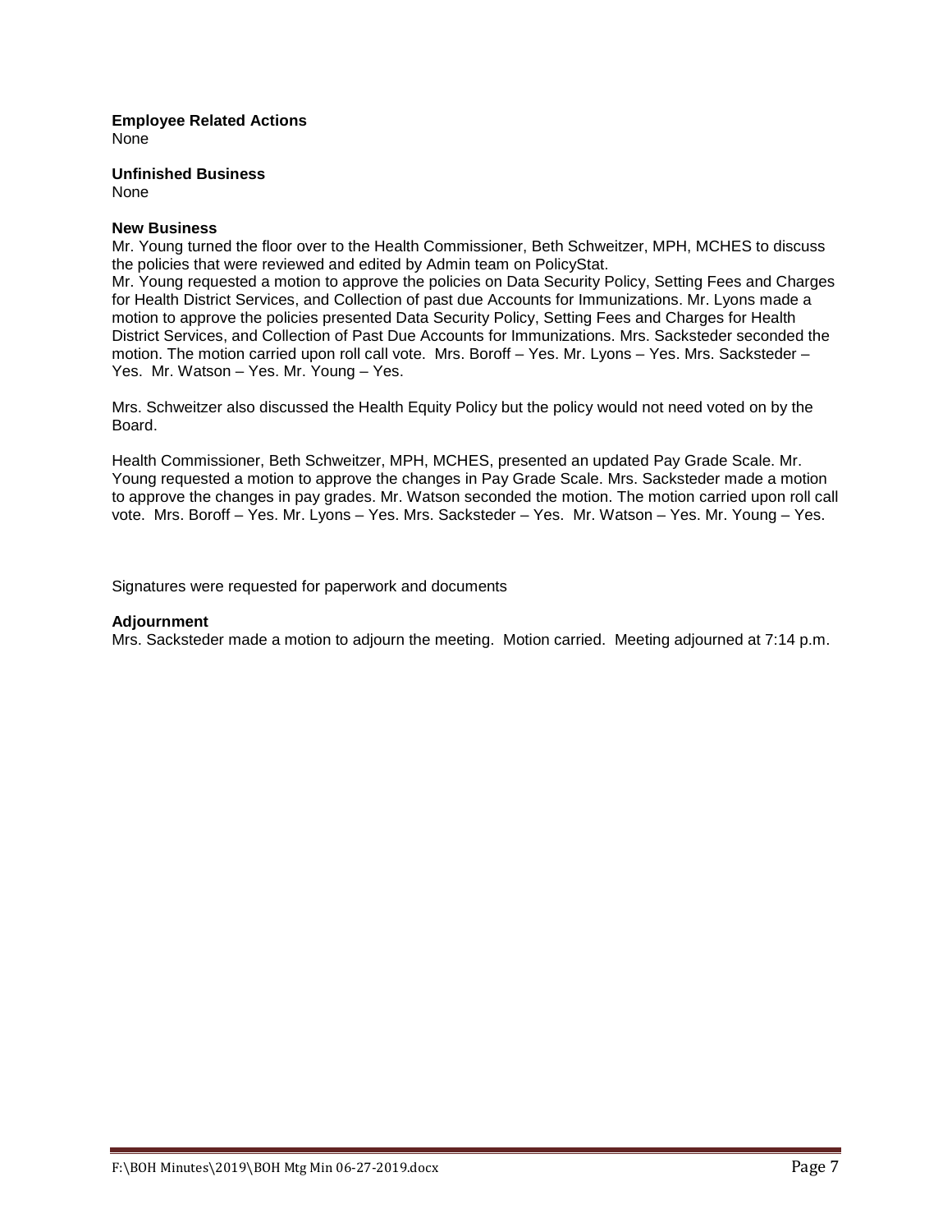**Employee Related Actions**
None

**Unfinished Business**
None

**New Business**
Mr. Young turned the floor over to the Health Commissioner, Beth Schweitzer, MPH, MCHES to discuss the policies that were reviewed and edited by Admin team on PolicyStat.
Mr. Young requested a motion to approve the policies on Data Security Policy, Setting Fees and Charges for Health District Services, and Collection of past due Accounts for Immunizations. Mr. Lyons made a motion to approve the policies presented Data Security Policy, Setting Fees and Charges for Health District Services, and Collection of Past Due Accounts for Immunizations. Mrs. Sacksteder seconded the motion. The motion carried upon roll call vote. Mrs. Boroff – Yes. Mr. Lyons – Yes. Mrs. Sacksteder – Yes. Mr. Watson – Yes. Mr. Young – Yes.

Mrs. Schweitzer also discussed the Health Equity Policy but the policy would not need voted on by the Board.

Health Commissioner, Beth Schweitzer, MPH, MCHES, presented an updated Pay Grade Scale. Mr. Young requested a motion to approve the changes in Pay Grade Scale. Mrs. Sacksteder made a motion to approve the changes in pay grades. Mr. Watson seconded the motion. The motion carried upon roll call vote. Mrs. Boroff – Yes. Mr. Lyons – Yes. Mrs. Sacksteder – Yes. Mr. Watson – Yes. Mr. Young – Yes.

Signatures were requested for paperwork and documents

**Adjournment**
Mrs. Sacksteder made a motion to adjourn the meeting. Motion carried. Meeting adjourned at 7:14 p.m.